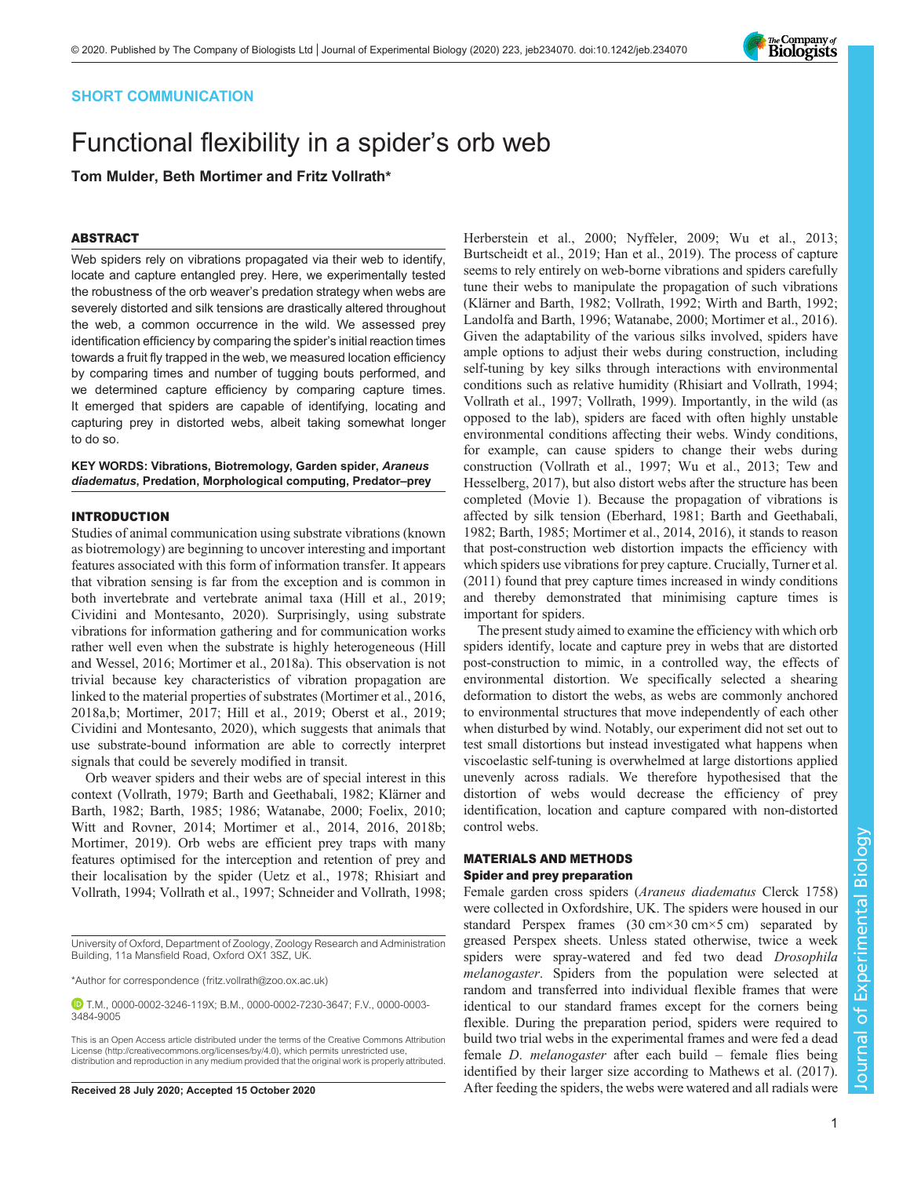SHORT COMMUNICATION

# Functional flexibility in a spider's orb web

**Tom Mulder, Beth Mortimer and Fritz Vollrath***

## ABSTRACT

Web spiders rely on vibrations propagated via their web to identify, locate and capture entangled prey. Here, we experimentally tested the robustness of the orb weaver's predation strategy when webs are severely distorted and silk tensions are drastically altered throughout the web, a common occurrence in the wild. We assessed prey identification efficiency by comparing the spider's initial reaction times towards a fruit fly trapped in the web, we measured location efficiency by comparing times and number of tugging bouts performed, and we determined capture efficiency by comparing capture times. It emerged that spiders are capable of identifying, locating and capturing prey in distorted webs, albeit taking somewhat longer to do so.

**KEY WORDS: Vibrations, Biotremology, Garden spider, *Araneus diadematus*, Predation, Morphological computing, Predator–prey**

## INTRODUCTION

Studies of animal communication using substrate vibrations (known as biotremology) are beginning to uncover interesting and important features associated with this form of information transfer. It appears that vibration sensing is far from the exception and is common in both invertebrate and vertebrate animal taxa (Hill et al., 2019; Cividini and Montesanto, 2020). Surprisingly, using substrate vibrations for information gathering and for communication works rather well even when the substrate is highly heterogeneous (Hill and Wessel, 2016; Mortimer et al., 2018a). This observation is not trivial because key characteristics of vibration propagation are linked to the material properties of substrates (Mortimer et al., 2016, 2018a,b; Mortimer, 2017; Hill et al., 2019; Oberst et al., 2019; Cividini and Montesanto, 2020), which suggests that animals that use substrate-bound information are able to correctly interpret signals that could be severely modified in transit.

Orb weaver spiders and their webs are of special interest in this context (Vollrath, 1979; Barth and Geethabali, 1982; Klärner and Barth, 1982; Barth, 1985; 1986; Watanabe, 2000; Foelix, 2010; Witt and Rovner, 2014; Mortimer et al., 2014, 2016, 2018b; Mortimer, 2019). Orb webs are efficient prey traps with many features optimised for the interception and retention of prey and their localisation by the spider (Uetz et al., 1978; Rhisiart and Vollrath, 1994; Vollrath et al., 1997; Schneider and Vollrath, 1998; Herberstein et al., 2000; Nyffeler, 2009; Wu et al., 2013; Burtscheidt et al., 2019; Han et al., 2019). The process of capture seems to rely entirely on web-borne vibrations and spiders carefully tune their webs to manipulate the propagation of such vibrations (Klärner and Barth, 1982; Vollrath, 1992; Wirth and Barth, 1992; Landolfa and Barth, 1996; Watanabe, 2000; Mortimer et al., 2016). Given the adaptability of the various silks involved, spiders have ample options to adjust their webs during construction, including self-tuning by key silks through interactions with environmental conditions such as relative humidity (Rhisiart and Vollrath, 1994; Vollrath et al., 1997; Vollrath, 1999). Importantly, in the wild (as opposed to the lab), spiders are faced with often highly unstable environmental conditions affecting their webs. Windy conditions, for example, can cause spiders to change their webs during construction (Vollrath et al., 1997; Wu et al., 2013; Tew and Hesselberg, 2017), but also distort webs after the structure has been completed (Movie 1). Because the propagation of vibrations is affected by silk tension (Eberhard, 1981; Barth and Geethabali, 1982; Barth, 1985; Mortimer et al., 2014, 2016), it stands to reason that post-construction web distortion impacts the efficiency with which spiders use vibrations for prey capture. Crucially, Turner et al. (2011) found that prey capture times increased in windy conditions and thereby demonstrated that minimising capture times is important for spiders.

The present study aimed to examine the efficiency with which orb spiders identify, locate and capture prey in webs that are distorted post-construction to mimic, in a controlled way, the effects of environmental distortion. We specifically selected a shearing deformation to distort the webs, as webs are commonly anchored to environmental structures that move independently of each other when disturbed by wind. Notably, our experiment did not set out to test small distortions but instead investigated what happens when viscoelastic self-tuning is overwhelmed at large distortions applied unevenly across radials. We therefore hypothesised that the distortion of webs would decrease the efficiency of prey identification, location and capture compared with non-distorted control webs.

## MATERIALS AND METHODS

### Spider and prey preparation

Female garden cross spiders (*Araneus diadematus* Clerck 1758) were collected in Oxfordshire, UK. The spiders were housed in our standard Perspex frames (30 cm×30 cm×5 cm) separated by greased Perspex sheets. Unless stated otherwise, twice a week spiders were spray-watered and fed two dead *Drosophila melanogaster*. Spiders from the population were selected at random and transferred into individual flexible frames that were identical to our standard frames except for the corners being flexible. During the preparation period, spiders were required to build two trial webs in the experimental frames and were fed a dead female *D. melanogaster* after each build – female flies being identified by their larger size according to Mathews et al. (2017). After feeding the spiders, the webs were watered and all radials were

University of Oxford, Department of Zoology, Zoology Research and Administration Building, 11a Mansfield Road, Oxford OX1 3SZ, UK.

*Author for correspondence (fritz.vollrath@zoo.ox.ac.uk)

T.M., 0000-0002-3246-119X; B.M., 0000-0002-7230-3647; F.V., 0000-0003-3484-9005

This is an Open Access article distributed under the terms of the Creative Commons Attribution License (http://creativecommons.org/licenses/by/4.0), which permits unrestricted use, distribution and reproduction in any medium provided that the original work is properly attributed.

Received 28 July 2020; Accepted 15 October 2020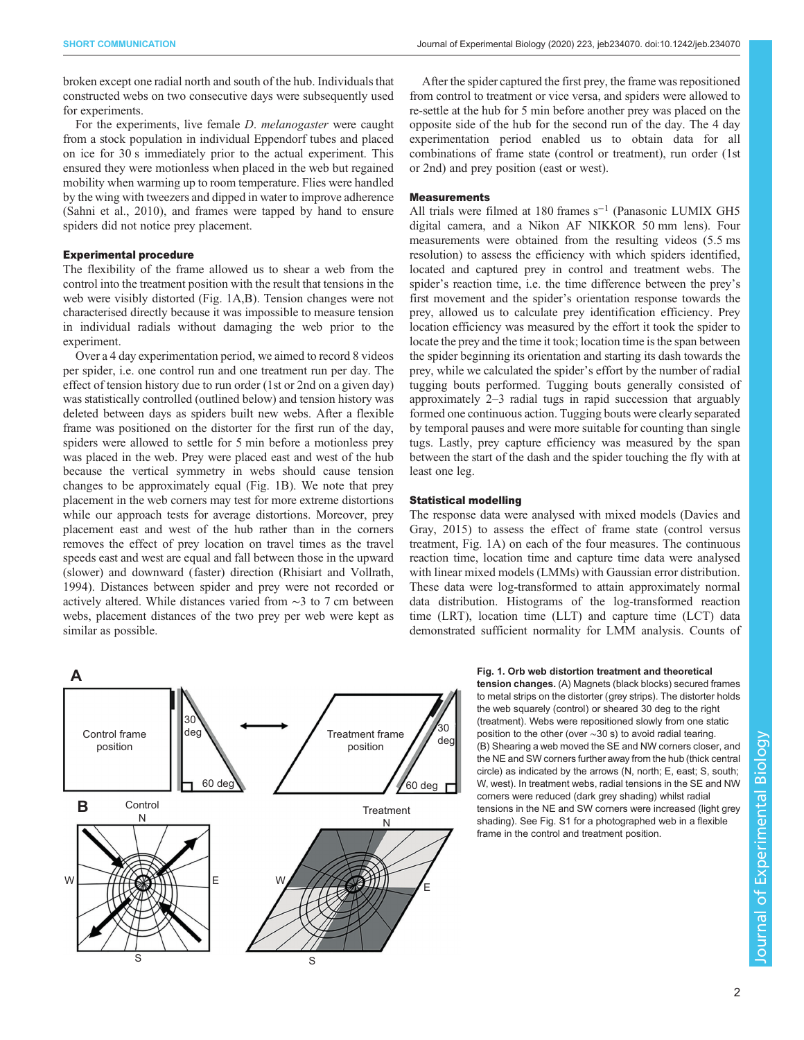broken except one radial north and south of the hub. Individuals that constructed webs on two consecutive days were subsequently used for experiments.

For the experiments, live female *D. melanogaster* were caught from a stock population in individual Eppendorf tubes and placed on ice for 30 s immediately prior to the actual experiment. This ensured they were motionless when placed in the web but regained mobility when warming up to room temperature. Flies were handled by the wing with tweezers and dipped in water to improve adherence (Sahni et al., 2010), and frames were tapped by hand to ensure spiders did not notice prey placement.

### Experimental procedure

The flexibility of the frame allowed us to shear a web from the control into the treatment position with the result that tensions in the web were visibly distorted (Fig. 1A,B). Tension changes were not characterised directly because it was impossible to measure tension in individual radials without damaging the web prior to the experiment.

Over a 4 day experimentation period, we aimed to record 8 videos per spider, i.e. one control run and one treatment run per day. The effect of tension history due to run order (1st or 2nd on a given day) was statistically controlled (outlined below) and tension history was deleted between days as spiders built new webs. After a flexible frame was positioned on the distorter for the first run of the day, spiders were allowed to settle for 5 min before a motionless prey was placed in the web. Prey were placed east and west of the hub because the vertical symmetry in webs should cause tension changes to be approximately equal (Fig. 1B). We note that prey placement in the web corners may test for more extreme distortions while our approach tests for average distortions. Moreover, prey placement east and west of the hub rather than in the corners removes the effect of prey location on travel times as the travel speeds east and west are equal and fall between those in the upward (slower) and downward (faster) direction (Rhisiart and Vollrath, 1994). Distances between spider and prey were not recorded or actively altered. While distances varied from ∼3 to 7 cm between webs, placement distances of the two prey per web were kept as similar as possible.

After the spider captured the first prey, the frame was repositioned from control to treatment or vice versa, and spiders were allowed to re-settle at the hub for 5 min before another prey was placed on the opposite side of the hub for the second run of the day. The 4 day experimentation period enabled us to obtain data for all combinations of frame state (control or treatment), run order (1st or 2nd) and prey position (east or west).

### Measurements

All trials were filmed at 180 frames $s^{-1}$ (Panasonic LUMIX GH5 digital camera, and a Nikon AF NIKKOR 50 mm lens). Four measurements were obtained from the resulting videos (5.5 ms resolution) to assess the efficiency with which spiders identified, located and captured prey in control and treatment webs. The spider's reaction time, i.e. the time difference between the prey's first movement and the spider's orientation response towards the prey, allowed us to calculate prey identification efficiency. Prey location efficiency was measured by the effort it took the spider to locate the prey and the time it took; location time is the span between the spider beginning its orientation and starting its dash towards the prey, while we calculated the spider's effort by the number of radial tugging bouts performed. Tugging bouts generally consisted of approximately 2–3 radial tugs in rapid succession that arguably formed one continuous action. Tugging bouts were clearly separated by temporal pauses and were more suitable for counting than single tugs. Lastly, prey capture efficiency was measured by the span between the start of the dash and the spider touching the fly with at least one leg.

### Statistical modelling

The response data were analysed with mixed models (Davies and Gray, 2015) to assess the effect of frame state (control versus treatment, Fig. 1A) on each of the four measures. The continuous reaction time, location time and capture time data were analysed with linear mixed models (LMMs) with Gaussian error distribution. These data were log-transformed to attain approximately normal data distribution. Histograms of the log-transformed reaction time (LRT), location time (LLT) and capture time (LCT) data demonstrated sufficient normality for LMM analysis. Counts of

**Fig. 1. Orb web distortion treatment and theoretical tension changes.** (A) Magnets (black blocks) secured frames to metal strips on the distorter (grey strips). The distorter holds the web squarely (control) or sheared 30 deg to the right (treatment). Webs were repositioned slowly from one static position to the other (over ∼30 s) to avoid radial tearing. (B) Shearing a web moved the SE and NW corners closer, and the NE and SW corners further away from the hub (thick central circle) as indicated by the arrows (N, north; E, east; S, south; W, west). In treatment webs, radial tensions in the SE and NW corners were reduced (dark grey shading) whilst radial tensions in the NE and SW corners were increased (light grey shading). See Fig. S1 for a photographed web in a flexible frame in the control and treatment position.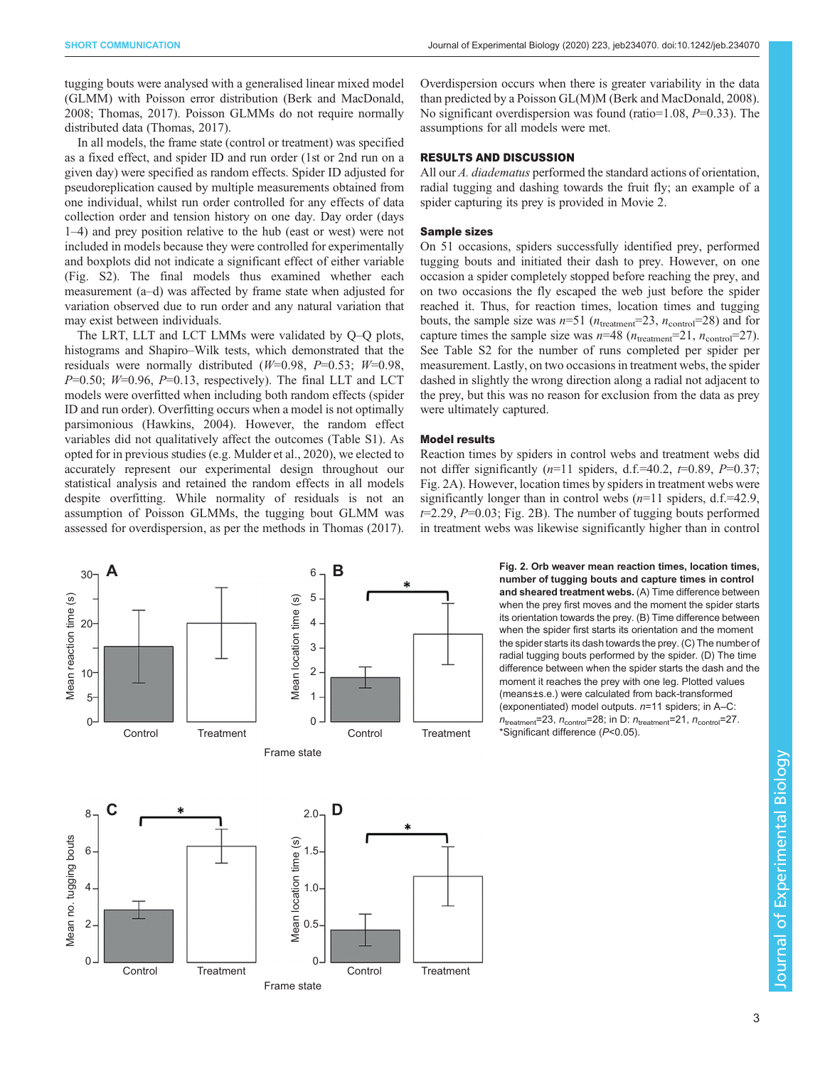tugging bouts were analysed with a generalised linear mixed model (GLMM) with Poisson error distribution (Berk and MacDonald, 2008; Thomas, 2017). Poisson GLMMs do not require normally distributed data (Thomas, 2017).

In all models, the frame state (control or treatment) was specified as a fixed effect, and spider ID and run order (1st or 2nd run on a given day) were specified as random effects. Spider ID adjusted for pseudoreplication caused by multiple measurements obtained from one individual, whilst run order controlled for any effects of data collection order and tension history on one day. Day order (days 1–4) and prey position relative to the hub (east or west) were not included in models because they were controlled for experimentally and boxplots did not indicate a significant effect of either variable (Fig. S2). The final models thus examined whether each measurement (a–d) was affected by frame state when adjusted for variation observed due to run order and any natural variation that may exist between individuals.

The LRT, LLT and LCT LMMs were validated by Q–Q plots, histograms and Shapiro–Wilk tests, which demonstrated that the residuals were normally distributed ($W$=0.98, $P$=0.53; $W$=0.98, $P$=0.50; $W$=0.96, $P$=0.13, respectively). The final LLT and LCT models were overfitted when including both random effects (spider ID and run order). Overfitting occurs when a model is not optimally parsimonious (Hawkins, 2004). However, the random effect variables did not qualitatively affect the outcomes (Table S1). As opted for in previous studies (e.g. Mulder et al., 2020), we elected to accurately represent our experimental design throughout our statistical analysis and retained the random effects in all models despite overfitting. While normality of residuals is not an assumption of Poisson GLMMs, the tugging bout GLMM was assessed for overdispersion, as per the methods in Thomas (2017). Overdispersion occurs when there is greater variability in the data than predicted by a Poisson GL(M)M (Berk and MacDonald, 2008). No significant overdispersion was found (ratio=1.08, $P$=0.33). The assumptions for all models were met.

## RESULTS AND DISCUSSION

All our *A. diadematus* performed the standard actions of orientation, radial tugging and dashing towards the fruit fly; an example of a spider capturing its prey is provided in Movie 2.

### Sample sizes

On 51 occasions, spiders successfully identified prey, performed tugging bouts and initiated their dash to prey. However, on one occasion a spider completely stopped before reaching the prey, and on two occasions the fly escaped the web just before the spider reached it. Thus, for reaction times, location times and tugging bouts, the sample size was $n$=51 ($n_{treatment}$=23, $n_{control}$=28) and for capture times the sample size was $n$=48 ($n_{treatment}$=21, $n_{control}$=27). See Table S2 for the number of runs completed per spider per measurement. Lastly, on two occasions in treatment webs, the spider dashed in slightly the wrong direction along a radial not adjacent to the prey, but this was no reason for exclusion from the data as prey were ultimately captured.

### Model results

Reaction times by spiders in control webs and treatment webs did not differ significantly ($n$=11 spiders, d.f.=40.2, $t$=0.89, $P$=0.37; Fig. 2A). However, location times by spiders in treatment webs were significantly longer than in control webs ($n$=11 spiders, d.f.=42.9, $t$=2.29, $P$=0.03; Fig. 2B). The number of tugging bouts performed in treatment webs was likewise significantly higher than in control

**Fig. 2. Orb weaver mean reaction times, location times, number of tugging bouts and capture times in control and sheared treatment webs.** (A) Time difference between when the prey first moves and the moment the spider starts its orientation towards the prey. (B) Time difference between when the spider first starts its orientation and the moment the spider starts its dash towards the prey. (C) The number of radial tugging bouts performed by the spider. (D) The time difference between when the spider starts the dash and the moment it reaches the prey with one leg. Plotted values (means±s.e.) were calculated from back-transformed (exponentiated) model outputs. $n$=11 spiders; in A–C: $n_{treatment}$=23, $n_{control}$=28; in D: $n_{treatment}$=21, $n_{control}$=27. *Significant difference ($P$<0.05).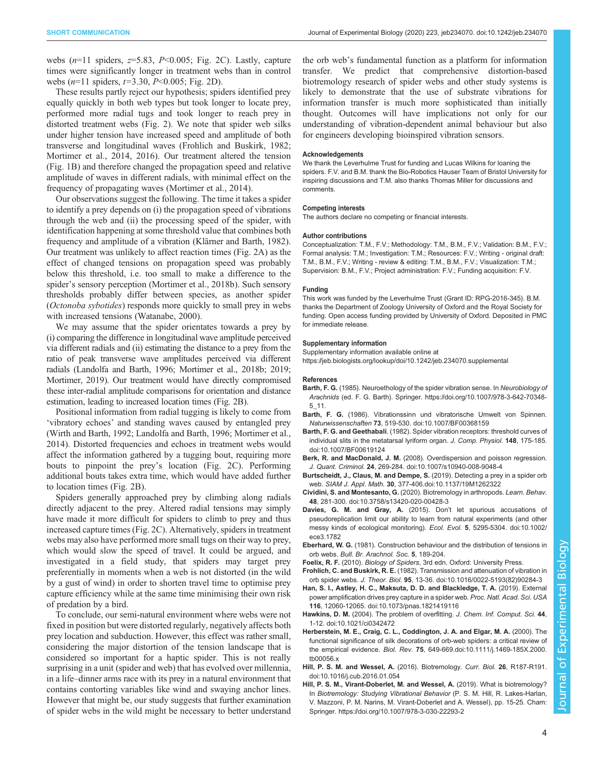webs ($n$=11 spiders, $z$=5.83, $P$<0.005; Fig. 2C). Lastly, capture times were significantly longer in treatment webs than in control webs ($n$=11 spiders, $t$=3.30, $P$<0.005; Fig. 2D).

These results partly reject our hypothesis; spiders identified prey equally quickly in both web types but took longer to locate prey, performed more radial tugs and took longer to reach prey in distorted treatment webs (Fig. 2). We note that spider web silks under higher tension have increased speed and amplitude of both transverse and longitudinal waves (Frohlich and Buskirk, 1982; Mortimer et al., 2014, 2016). Our treatment altered the tension (Fig. 1B) and therefore changed the propagation speed and relative amplitude of waves in different radials, with minimal effect on the frequency of propagating waves (Mortimer et al., 2014).

Our observations suggest the following. The time it takes a spider to identify a prey depends on (i) the propagation speed of vibrations through the web and (ii) the processing speed of the spider, with identification happening at some threshold value that combines both frequency and amplitude of a vibration (Klärner and Barth, 1982). Our treatment was unlikely to affect reaction times (Fig. 2A) as the effect of changed tensions on propagation speed was probably below this threshold, i.e. too small to make a difference to the spider's sensory perception (Mortimer et al., 2018b). Such sensory thresholds probably differ between species, as another spider (*Octonoba sybotides*) responds more quickly to small prey in webs with increased tensions (Watanabe, 2000).

We may assume that the spider orientates towards a prey by (i) comparing the difference in longitudinal wave amplitude perceived via different radials and (ii) estimating the distance to a prey from the ratio of peak transverse wave amplitudes perceived via different radials (Landolfa and Barth, 1996; Mortimer et al., 2018b; 2019; Mortimer, 2019). Our treatment would have directly compromised these inter-radial amplitude comparisons for orientation and distance estimation, leading to increased location times (Fig. 2B).

Positional information from radial tugging is likely to come from 'vibratory echoes' and standing waves caused by entangled prey (Wirth and Barth, 1992; Landolfa and Barth, 1996; Mortimer et al., 2014). Distorted frequencies and echoes in treatment webs would affect the information gathered by a tugging bout, requiring more bouts to pinpoint the prey's location (Fig. 2C). Performing additional bouts takes extra time, which would have added further to location times (Fig. 2B).

Spiders generally approached prey by climbing along radials directly adjacent to the prey. Altered radial tensions may simply have made it more difficult for spiders to climb to prey and thus increased capture times (Fig. 2C). Alternatively, spiders in treatment webs may also have performed more small tugs on their way to prey, which would slow the speed of travel. It could be argued, and investigated in a field study, that spiders may target prey preferentially in moments when a web is not distorted (in the wild by a gust of wind) in order to shorten travel time to optimise prey capture efficiency while at the same time minimising their own risk of predation by a bird.

To conclude, our semi-natural environment where webs were not fixed in position but were distorted regularly, negatively affects both prey location and subduction. However, this effect was rather small, considering the major distortion of the tension landscape that is considered so important for a haptic spider. This is not really surprising in a unit (spider and web) that has evolved over millennia, in a life–dinner arms race with its prey in a natural environment that contains contorting variables like wind and swaying anchor lines. However that might be, our study suggests that further examination of spider webs in the wild might be necessary to better understand the orb web's fundamental function as a platform for information transfer. We predict that comprehensive distortion-based biotremology research of spider webs and other study systems is likely to demonstrate that the use of substrate vibrations for information transfer is much more sophisticated than initially thought. Outcomes will have implications not only for our understanding of vibration-dependent animal behaviour but also for engineers developing bioinspired vibration sensors.

#### Acknowledgements

We thank the Leverhulme Trust for funding and Lucas Wilkins for loaning the spiders. F.V. and B.M. thank the Bio-Robotics Hauser Team of Bristol University for inspiring discussions and T.M. also thanks Thomas Miller for discussions and comments.

#### Competing interests

The authors declare no competing or financial interests.

#### Author contributions

Conceptualization: T.M., F.V.; Methodology: T.M., B.M., F.V.; Validation: B.M., F.V.; Formal analysis: T.M.; Investigation: T.M.; Resources: F.V.; Writing - original draft: T.M., B.M., F.V.; Writing - review & editing: T.M., B.M., F.V.; Visualization: T.M.; Supervision: B.M., F.V.; Project administration: F.V.; Funding acquisition: F.V.

#### Funding

This work was funded by the Leverhulme Trust (Grant ID: RPG-2016-345). B.M. thanks the Department of Zoology University of Oxford and the Royal Society for funding. Open access funding provided by University of Oxford. Deposited in PMC for immediate release.

#### Supplementary information

Supplementary information available online at https://jeb.biologists.org/lookup/doi/10.1242/jeb.234070.supplemental

#### References

**Barth, F. G.** (1985). Neuroethology of the spider vibration sense. In *Neurobiology of Arachnids* (ed. F. G. Barth). Springer. https://doi.org/10.1007/978-3-642-70348-5_11.

**Barth, F. G.** (1986). Vibrationssinn und vibratorische Umwelt von Spinnen. *Naturwissenschaften* **73**, 519-530. doi:10.1007/BF00368159

**Barth, F. G. and Geethabali**. (1982). Spider vibration receptors: threshold curves of individual slits in the metatarsal lyriform organ. *J. Comp. Physiol.* **148**, 175-185. doi:10.1007/BF00619124

**Berk, R. and MacDonald, J. M.** (2008). Overdispersion and poisson regression. *J. Quant. Criminol.* **24**, 269-284. doi:10.1007/s10940-008-9048-4

**Burtscheidt, J., Claus, M. and Dempe, S.** (2019). Detecting a prey in a spider orb web. *SIAM J. Appl. Math.* **30**, 377-406.doi:10.1137/19M1262322

**Cividini, S. and Montesanto, G.** (2020). Biotremology in arthropods. *Learn. Behav.* **48**, 281-300. doi:10.3758/s13420-020-00428-3

**Davies, G. M. and Gray, A.** (2015). Don't let spurious accusations of pseudoreplication limit our ability to learn from natural experiments (and other messy kinds of ecological monitoring). *Ecol. Evol.* **5**, 5295-5304. doi:10.1002/ece3.1782

**Eberhard, W. G.** (1981). Construction behaviour and the distribution of tensions in orb webs. *Bull. Br. Arachnol. Soc.* **5**, 189-204.

**Foelix, R. F.** (2010). *Biology of Spiders*, 3rd edn. Oxford: University Press.

**Frohlich, C. and Buskirk, R. E.** (1982). Transmission and attenuation of vibration in orb spider webs. *J. Theor. Biol.* **95**, 13-36. doi:10.1016/0022-5193(82)90284-3

**Han, S. I., Astley, H. C., Maksuta, D. D. and Blackledge, T. A.** (2019). External power amplification drives prey capture in a spider web. *Proc. Natl. Acad. Sci. USA* **116**, 12060-12065. doi:10.1073/pnas.1821419116

**Hawkins, D. M.** (2004). The problem of overfitting. *J. Chem. Inf. Comput. Sci.* **44**, 1-12. doi:10.1021/ci0342472

**Herberstein, M. E., Craig, C. L., Coddington, J. A. and Elgar, M. A.** (2000). The functional significance of silk decorations of orb-web spiders: a critical review of the empirical evidence. *Biol. Rev.* **75**, 649-669.doi:10.1111/j.1469-185X.2000.tb00056.x

**Hill, P. S. M. and Wessel, A.** (2016). Biotremology. *Curr. Biol.* **26**, R187-R191. doi:10.1016/j.cub.2016.01.054

**Hill, P. S. M., Virant-Doberlet, M. and Wessel, A.** (2019). What is biotremology? In *Biotremology: Studying Vibrational Behavior* (P. S. M. Hill, R. Lakes-Harlan, V. Mazzoni, P. M. Narins, M. Virant-Doberlet and A. Wessel), pp. 15-25. Cham: Springer. https://doi.org/10.1007/978-3-030-22293-2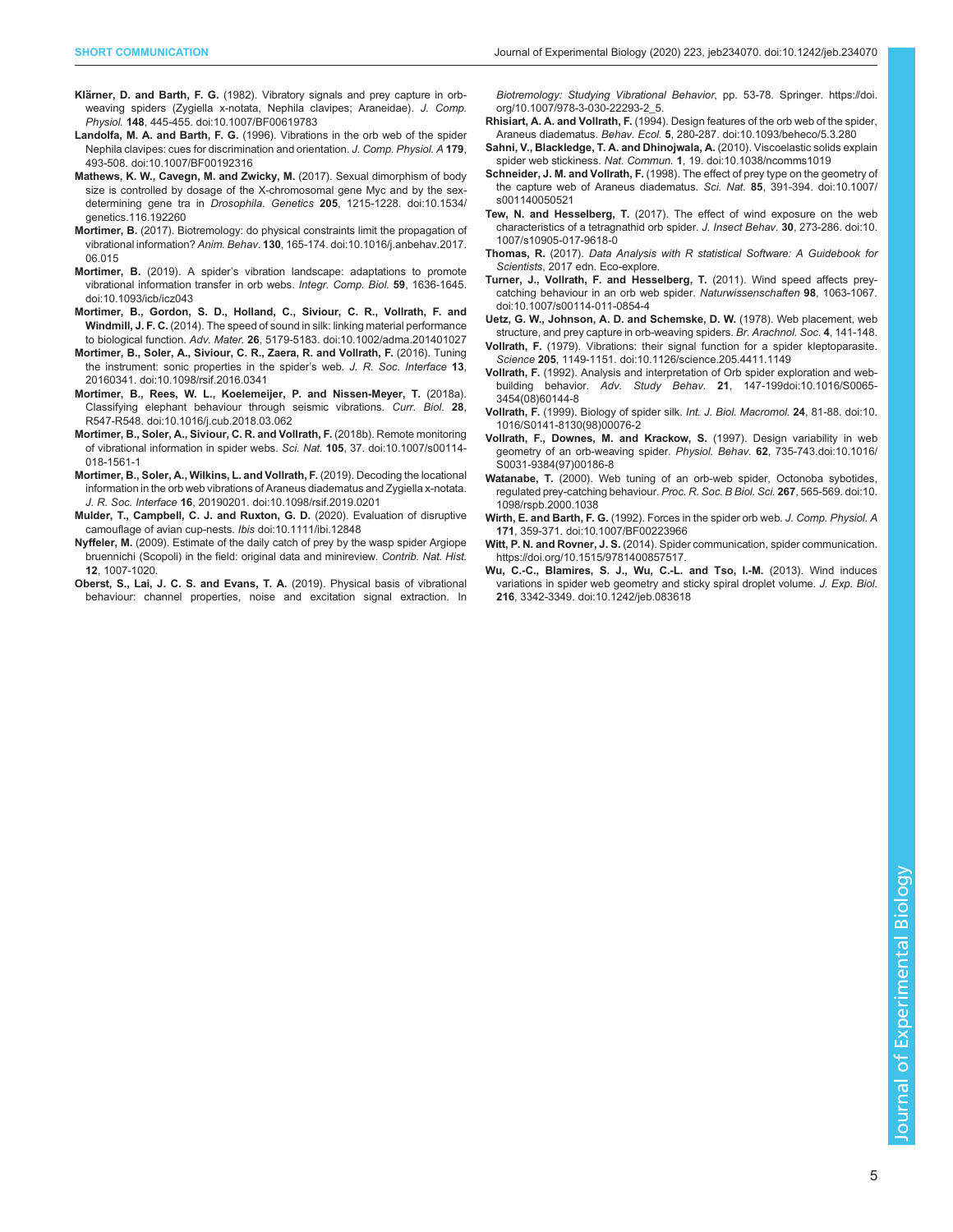**Klärner, D. and Barth, F. G.** (1982). Vibratory signals and prey capture in orb-weaving spiders (Zygiella x-notata, Nephila clavipes; Araneidae). *J. Comp. Physiol.* **148**, 445-455. doi:10.1007/BF00619783

**Landolfa, M. A. and Barth, F. G.** (1996). Vibrations in the orb web of the spider Nephila clavipes: cues for discrimination and orientation. *J. Comp. Physiol. A* **179**, 493-508. doi:10.1007/BF00192316

**Mathews, K. W., Cavegn, M. and Zwicky, M.** (2017). Sexual dimorphism of body size is controlled by dosage of the X-chromosomal gene Myc and by the sex-determining gene tra in *Drosophila*. *Genetics* **205**, 1215-1228. doi:10.1534/genetics.116.192260

**Mortimer, B.** (2017). Biotremology: do physical constraints limit the propagation of vibrational information? *Anim. Behav.* **130**, 165-174. doi:10.1016/j.anbehav.2017.06.015

**Mortimer, B.** (2019). A spider's vibration landscape: adaptations to promote vibrational information transfer in orb webs. *Integr. Comp. Biol.* **59**, 1636-1645. doi:10.1093/icb/icz043

**Mortimer, B., Gordon, S. D., Holland, C., Siviour, C. R., Vollrath, F. and Windmill, J. F. C.** (2014). The speed of sound in silk: linking material performance to biological function. *Adv. Mater.* **26**, 5179-5183. doi:10.1002/adma.201401027

**Mortimer, B., Soler, A., Siviour, C. R., Zaera, R. and Vollrath, F.** (2016). Tuning the instrument: sonic properties in the spider's web. *J. R. Soc. Interface* **13**, 20160341. doi:10.1098/rsif.2016.0341

**Mortimer, B., Rees, W. L., Koelemeijer, P. and Nissen-Meyer, T.** (2018a). Classifying elephant behaviour through seismic vibrations. *Curr. Biol.* **28**, R547-R548. doi:10.1016/j.cub.2018.03.062

**Mortimer, B., Soler, A., Siviour, C. R. and Vollrath, F.** (2018b). Remote monitoring of vibrational information in spider webs. *Sci. Nat.* **105**, 37. doi:10.1007/s00114-018-1561-1

**Mortimer, B., Soler, A., Wilkins, L. and Vollrath, F.** (2019). Decoding the locational information in the orb web vibrations of Araneus diadematus and Zygiella x-notata. *J. R. Soc. Interface* **16**, 20190201. doi:10.1098/rsif.2019.0201

**Mulder, T., Campbell, C. J. and Ruxton, G. D.** (2020). Evaluation of disruptive camouflage of avian cup-nests. *Ibis* doi:10.1111/ibi.12848

**Nyffeler, M.** (2009). Estimate of the daily catch of prey by the wasp spider Argiope bruennichi (Scopoli) in the field: original data and minireview. *Contrib. Nat. Hist.* **12**, 1007-1020.

**Oberst, S., Lai, J. C. S. and Evans, T. A.** (2019). Physical basis of vibrational behaviour: channel properties, noise and excitation signal extraction. In *Biotremology: Studying Vibrational Behavior*, pp. 53-78. Springer. https://doi.org/10.1007/978-3-030-22293-2_5.

**Rhisiart, A. A. and Vollrath, F.** (1994). Design features of the orb web of the spider, Araneus diadematus. *Behav. Ecol.* **5**, 280-287. doi:10.1093/beheco/5.3.280

**Sahni, V., Blackledge, T. A. and Dhinojwala, A.** (2010). Viscoelastic solids explain spider web stickiness. *Nat. Commun.* **1**, 19. doi:10.1038/ncomms1019

**Schneider, J. M. and Vollrath, F.** (1998). The effect of prey type on the geometry of the capture web of Araneus diadematus. *Sci. Nat.* **85**, 391-394. doi:10.1007/s001140050521

**Tew, N. and Hesselberg, T.** (2017). The effect of wind exposure on the web characteristics of a tetragnathid orb spider. *J. Insect Behav.* **30**, 273-286. doi:10.1007/s10905-017-9618-0

**Thomas, R.** (2017). *Data Analysis with R statistical Software: A Guidebook for Scientists*, 2017 edn. Eco-explore.

**Turner, J., Vollrath, F. and Hesselberg, T.** (2011). Wind speed affects prey-catching behaviour in an orb web spider. *Naturwissenschaften* **98**, 1063-1067. doi:10.1007/s00114-011-0854-4

**Uetz, G. W., Johnson, A. D. and Schemske, D. W.** (1978). Web placement, web structure, and prey capture in orb-weaving spiders. *Br. Arachnol. Soc.* **4**, 141-148.

**Vollrath, F.** (1979). Vibrations: their signal function for a spider kleptoparasite. *Science* **205**, 1149-1151. doi:10.1126/science.205.4411.1149

**Vollrath, F.** (1992). Analysis and interpretation of Orb spider exploration and web-building behavior. *Adv. Study Behav.* **21**, 147-199doi:10.1016/S0065-3454(08)60144-8

**Vollrath, F.** (1999). Biology of spider silk. *Int. J. Biol. Macromol.* **24**, 81-88. doi:10.1016/S0141-8130(98)00076-2

**Vollrath, F., Downes, M. and Krackow, S.** (1997). Design variability in web geometry of an orb-weaving spider. *Physiol. Behav.* **62**, 735-743.doi:10.1016/S0031-9384(97)00186-8

**Watanabe, T.** (2000). Web tuning of an orb-web spider, Octonoba sybotides, regulated prey-catching behaviour. *Proc. R. Soc. B Biol. Sci.* **267**, 565-569. doi:10.1098/rspb.2000.1038

**Wirth, E. and Barth, F. G.** (1992). Forces in the spider orb web. *J. Comp. Physiol. A* **171**, 359-371. doi:10.1007/BF00223966

**Witt, P. N. and Rovner, J. S.** (2014). Spider communication, spider communication. https://doi.org/10.1515/9781400857517.

**Wu, C.-C., Blamires, S. J., Wu, C.-L. and Tso, I.-M.** (2013). Wind induces variations in spider web geometry and sticky spiral droplet volume. *J. Exp. Biol.* **216**, 3342-3349. doi:10.1242/jeb.083618